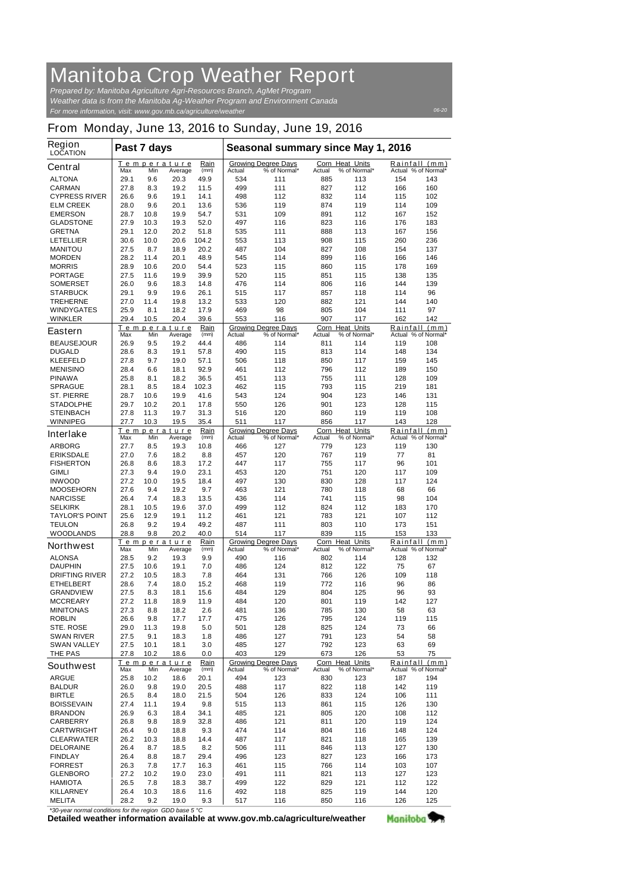# Manitoba Crop Weather Report

*Prepared by: Manitoba Agriculture Agri-Resources Branch, AgMet Program*
*Weather data is from the Manitoba Ag-Weather Program and Environment Canada*
*For more information, visit: www.gov.mb.ca/agriculture/weather*

06-20

## From Monday, June 13, 2016 to Sunday, June 19, 2016

| Region LOCATION | Past 7 days | | | | Seasonal summary since May 1, 2016 | | | | | |
|---|---|---|---|---|---|---|---|---|---|---|
| | Temperature | | | Rain | Growing Degree Days | | Corn Heat Units | | Rainfall (mm) | |
| | Max | Min | Average | (mm) | Actual | % of Normal* | Actual | % of Normal* | Actual | % of Normal* |
| **Central** | | | | | | | | | | |
| ALTONA | 29.1 | 9.6 | 20.3 | 49.9 | 534 | 111 | 885 | 113 | 154 | 143 |
| CARMAN | 27.8 | 8.3 | 19.2 | 11.5 | 499 | 111 | 827 | 112 | 166 | 160 |
| CYPRESS RIVER | 26.6 | 9.6 | 19.1 | 14.1 | 498 | 112 | 832 | 114 | 115 | 102 |
| ELM CREEK | 28.0 | 9.6 | 20.1 | 13.6 | 536 | 119 | 874 | 119 | 114 | 109 |
| EMERSON | 28.7 | 10.8 | 19.9 | 54.7 | 531 | 109 | 891 | 112 | 167 | 152 |
| GLADSTONE | 27.9 | 10.3 | 19.3 | 52.0 | 497 | 116 | 823 | 116 | 176 | 183 |
| GRETNA | 29.1 | 12.0 | 20.2 | 51.8 | 535 | 111 | 888 | 113 | 167 | 156 |
| LETELLIER | 30.6 | 10.0 | 20.6 | 104.2 | 553 | 113 | 908 | 115 | 260 | 236 |
| MANITOU | 27.5 | 8.7 | 18.9 | 20.2 | 487 | 104 | 827 | 108 | 154 | 137 |
| MORDEN | 28.2 | 11.4 | 20.1 | 48.9 | 545 | 114 | 899 | 116 | 166 | 146 |
| MORRIS | 28.9 | 10.6 | 20.0 | 54.4 | 523 | 115 | 860 | 115 | 178 | 169 |
| PORTAGE | 27.5 | 11.6 | 19.9 | 39.9 | 520 | 115 | 851 | 115 | 138 | 135 |
| SOMERSET | 26.0 | 9.6 | 18.3 | 14.8 | 476 | 114 | 806 | 116 | 144 | 139 |
| STARBUCK | 29.1 | 9.9 | 19.6 | 26.1 | 515 | 117 | 857 | 118 | 114 | 96 |
| TREHERNE | 27.0 | 11.4 | 19.8 | 13.2 | 533 | 120 | 882 | 121 | 144 | 140 |
| WINDYGATES | 25.9 | 8.1 | 18.2 | 17.9 | 469 | 98 | 805 | 104 | 111 | 97 |
| WINKLER | 29.4 | 10.5 | 20.4 | 39.6 | 553 | 116 | 907 | 117 | 162 | 142 |
| **Eastern** | | | | | | | | | | |
| BEAUSEJOUR | 26.9 | 9.5 | 19.2 | 44.4 | 486 | 114 | 811 | 114 | 119 | 108 |
| DUGALD | 28.6 | 8.3 | 19.1 | 57.8 | 490 | 115 | 813 | 114 | 148 | 134 |
| KLEEFELD | 27.8 | 9.7 | 19.0 | 57.1 | 506 | 118 | 850 | 117 | 159 | 145 |
| MENISINO | 28.4 | 6.6 | 18.1 | 92.9 | 461 | 112 | 796 | 112 | 189 | 150 |
| PINAWA | 25.8 | 8.1 | 18.2 | 36.5 | 451 | 113 | 755 | 111 | 128 | 109 |
| SPRAGUE | 28.1 | 8.5 | 18.4 | 102.3 | 462 | 115 | 793 | 115 | 219 | 181 |
| ST. PIERRE | 28.7 | 10.6 | 19.9 | 41.6 | 543 | 124 | 904 | 123 | 146 | 131 |
| STADOLPHE | 29.7 | 10.2 | 20.1 | 17.8 | 550 | 126 | 901 | 123 | 128 | 115 |
| STEINBACH | 27.8 | 11.3 | 19.7 | 31.3 | 516 | 120 | 860 | 119 | 119 | 108 |
| WINNIPEG | 27.7 | 10.3 | 19.5 | 35.4 | 511 | 117 | 856 | 117 | 143 | 128 |
| **Interlake** | | | | | | | | | | |
| ARBORG | 27.7 | 8.5 | 19.3 | 10.8 | 466 | 127 | 779 | 123 | 119 | 130 |
| ERIKSDALE | 27.0 | 7.6 | 18.2 | 8.8 | 457 | 120 | 767 | 119 | 77 | 81 |
| FISHERTON | 26.8 | 8.6 | 18.3 | 17.2 | 447 | 117 | 755 | 117 | 96 | 101 |
| GIMLI | 27.3 | 9.4 | 19.0 | 23.1 | 453 | 120 | 751 | 120 | 117 | 109 |
| INWOOD | 27.2 | 10.0 | 19.5 | 18.4 | 497 | 130 | 830 | 128 | 117 | 124 |
| MOOSEHORN | 27.6 | 9.4 | 19.2 | 9.7 | 463 | 121 | 780 | 118 | 68 | 66 |
| NARCISSE | 26.4 | 7.4 | 18.3 | 13.5 | 436 | 114 | 741 | 115 | 98 | 104 |
| SELKIRK | 28.1 | 10.5 | 19.6 | 37.0 | 499 | 112 | 824 | 112 | 183 | 170 |
| TAYLOR'S POINT | 25.6 | 12.9 | 19.1 | 11.2 | 461 | 121 | 783 | 121 | 107 | 112 |
| TEULON | 26.8 | 9.2 | 19.4 | 49.2 | 487 | 111 | 803 | 110 | 173 | 151 |
| WOODLANDS | 28.8 | 9.8 | 20.2 | 40.0 | 514 | 117 | 839 | 115 | 153 | 133 |
| **Northwest** | | | | | | | | | | |
| ALONSA | 28.5 | 9.2 | 19.3 | 9.9 | 490 | 116 | 802 | 114 | 128 | 132 |
| DAUPHIN | 27.5 | 10.6 | 19.1 | 7.0 | 486 | 124 | 812 | 122 | 75 | 67 |
| DRIFTING RIVER | 27.2 | 10.5 | 18.3 | 7.8 | 464 | 131 | 766 | 126 | 109 | 118 |
| ETHELBERT | 28.6 | 7.4 | 18.0 | 15.2 | 468 | 119 | 772 | 116 | 96 | 86 |
| GRANDVIEW | 27.5 | 8.3 | 18.1 | 15.6 | 484 | 129 | 804 | 125 | 96 | 93 |
| MCCREARY | 27.2 | 11.8 | 18.9 | 11.9 | 484 | 120 | 801 | 119 | 142 | 127 |
| MINITONAS | 27.3 | 8.8 | 18.2 | 2.6 | 481 | 136 | 785 | 130 | 58 | 63 |
| ROBLIN | 26.6 | 9.8 | 17.7 | 17.7 | 475 | 126 | 795 | 124 | 119 | 115 |
| STE. ROSE | 29.0 | 11.3 | 19.8 | 5.0 | 501 | 128 | 825 | 124 | 73 | 66 |
| SWAN RIVER | 27.5 | 9.1 | 18.3 | 1.8 | 486 | 127 | 791 | 123 | 54 | 58 |
| SWAN VALLEY | 27.5 | 10.1 | 18.1 | 3.0 | 485 | 127 | 792 | 123 | 63 | 69 |
| THE PAS | 27.8 | 10.2 | 18.6 | 0.0 | 403 | 129 | 673 | 126 | 53 | 75 |
| **Southwest** | | | | | | | | | | |
| ARGUE | 25.8 | 10.2 | 18.6 | 20.1 | 494 | 123 | 830 | 123 | 187 | 194 |
| BALDUR | 26.0 | 9.8 | 19.0 | 20.5 | 488 | 117 | 822 | 118 | 142 | 119 |
| BIRTLE | 26.5 | 8.4 | 18.0 | 21.5 | 504 | 126 | 833 | 124 | 106 | 111 |
| BOISSEVAIN | 27.4 | 11.1 | 19.4 | 9.8 | 515 | 113 | 861 | 115 | 126 | 130 |
| BRANDON | 26.9 | 6.3 | 18.4 | 34.1 | 485 | 121 | 805 | 120 | 108 | 112 |
| CARBERRY | 26.8 | 9.8 | 18.9 | 32.8 | 486 | 121 | 811 | 120 | 119 | 124 |
| CARTWRIGHT | 26.4 | 9.0 | 18.8 | 9.3 | 474 | 114 | 804 | 116 | 148 | 124 |
| CLEARWATER | 26.2 | 10.3 | 18.8 | 14.4 | 487 | 117 | 821 | 118 | 165 | 139 |
| DELORAINE | 26.4 | 8.7 | 18.5 | 8.2 | 506 | 111 | 846 | 113 | 127 | 130 |
| FINDLAY | 26.4 | 8.8 | 18.7 | 29.4 | 496 | 123 | 827 | 123 | 166 | 173 |
| FORREST | 26.3 | 7.8 | 17.7 | 16.3 | 461 | 115 | 766 | 114 | 103 | 107 |
| GLENBORO | 27.2 | 10.2 | 19.0 | 23.0 | 491 | 111 | 821 | 113 | 127 | 123 |
| HAMIOTA | 26.5 | 7.8 | 18.3 | 38.7 | 499 | 122 | 829 | 121 | 112 | 122 |
| KILLARNEY | 26.4 | 10.3 | 18.6 | 11.6 | 492 | 118 | 825 | 119 | 144 | 120 |
| MELITA | 28.2 | 9.2 | 19.0 | 9.3 | 517 | 116 | 850 | 116 | 126 | 125 |

*\*30-year normal conditions for the region GDD base 5 °C*

**Detailed weather information available at www.gov.mb.ca/agriculture/weather**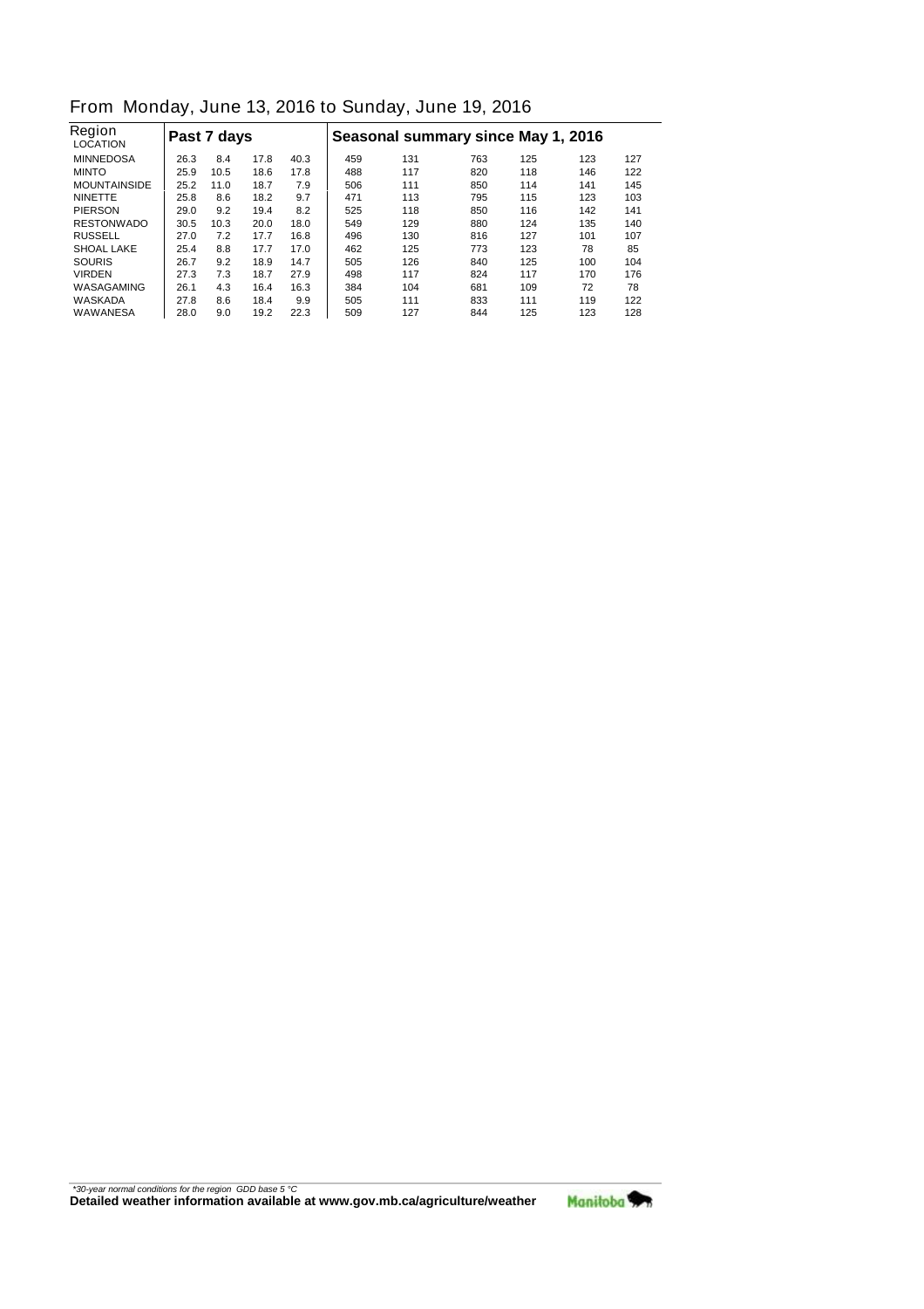## From Monday, June 13, 2016 to Sunday, June 19, 2016

| Region LOCATION | Past 7 days | | | | Seasonal summary since May 1, 2016 | | | | | |
|---|---|---|---|---|---|---|---|---|---|---|
| MINNEDOSA | 26.3 | 8.4 | 17.8 | 40.3 | 459 | 131 | 763 | 125 | 123 | 127 |
| MINTO | 25.9 | 10.5 | 18.6 | 17.8 | 488 | 117 | 820 | 118 | 146 | 122 |
| MOUNTAINSIDE | 25.2 | 11.0 | 18.7 | 7.9 | 506 | 111 | 850 | 114 | 141 | 145 |
| NINETTE | 25.8 | 8.6 | 18.2 | 9.7 | 471 | 113 | 795 | 115 | 123 | 103 |
| PIERSON | 29.0 | 9.2 | 19.4 | 8.2 | 525 | 118 | 850 | 116 | 142 | 141 |
| RESTONWADO | 30.5 | 10.3 | 20.0 | 18.0 | 549 | 129 | 880 | 124 | 135 | 140 |
| RUSSELL | 27.0 | 7.2 | 17.7 | 16.8 | 496 | 130 | 816 | 127 | 101 | 107 |
| SHOAL LAKE | 25.4 | 8.8 | 17.7 | 17.0 | 462 | 125 | 773 | 123 | 78 | 85 |
| SOURIS | 26.7 | 9.2 | 18.9 | 14.7 | 505 | 126 | 840 | 125 | 100 | 104 |
| VIRDEN | 27.3 | 7.3 | 18.7 | 27.9 | 498 | 117 | 824 | 117 | 170 | 176 |
| WASAGAMING | 26.1 | 4.3 | 16.4 | 16.3 | 384 | 104 | 681 | 109 | 72 | 78 |
| WASKADA | 27.8 | 8.6 | 18.4 | 9.9 | 505 | 111 | 833 | 111 | 119 | 122 |
| WAWANESA | 28.0 | 9.0 | 19.2 | 22.3 | 509 | 127 | 844 | 125 | 123 | 128 |

*\*30-year normal conditions for the region GDD base 5 °C*

**Detailed weather information available at www.gov.mb.ca/agriculture/weather**

Manitoba